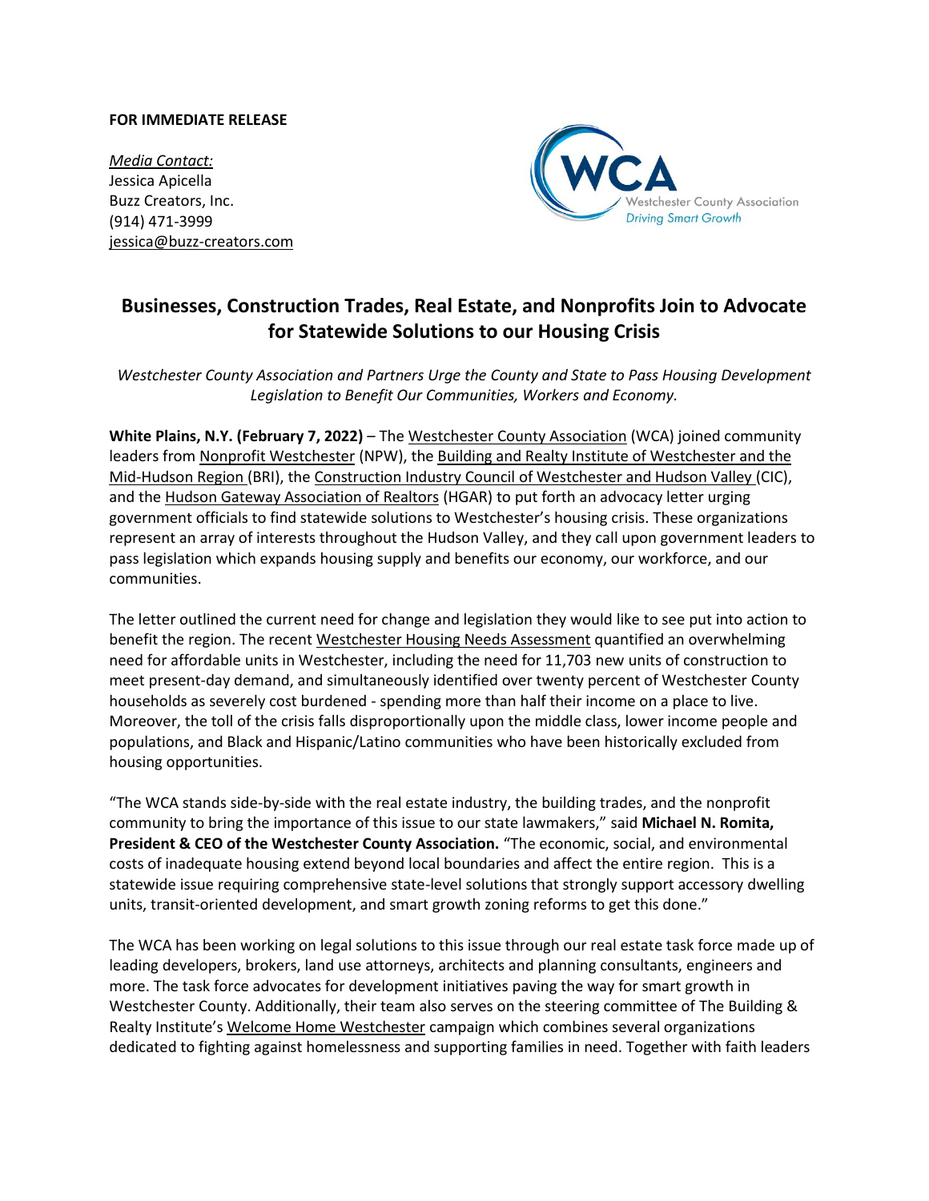**FOR IMMEDIATE RELEASE**

*Media Contact:*
Jessica Apicella
Buzz Creators, Inc.
(914) 471-3999
jessica@buzz-creators.com

WCA
Westchester County Association
*Driving Smart Growth*

## Businesses, Construction Trades, Real Estate, and Nonprofits Join to Advocate for Statewide Solutions to our Housing Crisis

*Westchester County Association and Partners Urge the County and State to Pass Housing Development Legislation to Benefit Our Communities, Workers and Economy.*

**White Plains, N.Y. (February 7, 2022)** – The Westchester County Association (WCA) joined community leaders from Nonprofit Westchester (NPW), the Building and Realty Institute of Westchester and the Mid-Hudson Region (BRI), the Construction Industry Council of Westchester and Hudson Valley (CIC), and the Hudson Gateway Association of Realtors (HGAR) to put forth an advocacy letter urging government officials to find statewide solutions to Westchester's housing crisis. These organizations represent an array of interests throughout the Hudson Valley, and they call upon government leaders to pass legislation which expands housing supply and benefits our economy, our workforce, and our communities.

The letter outlined the current need for change and legislation they would like to see put into action to benefit the region. The recent Westchester Housing Needs Assessment quantified an overwhelming need for affordable units in Westchester, including the need for 11,703 new units of construction to meet present-day demand, and simultaneously identified over twenty percent of Westchester County households as severely cost burdened - spending more than half their income on a place to live. Moreover, the toll of the crisis falls disproportionally upon the middle class, lower income people and populations, and Black and Hispanic/Latino communities who have been historically excluded from housing opportunities.

"The WCA stands side-by-side with the real estate industry, the building trades, and the nonprofit community to bring the importance of this issue to our state lawmakers," said **Michael N. Romita, President & CEO of the Westchester County Association.** "The economic, social, and environmental costs of inadequate housing extend beyond local boundaries and affect the entire region. This is a statewide issue requiring comprehensive state-level solutions that strongly support accessory dwelling units, transit-oriented development, and smart growth zoning reforms to get this done."

The WCA has been working on legal solutions to this issue through our real estate task force made up of leading developers, brokers, land use attorneys, architects and planning consultants, engineers and more. The task force advocates for development initiatives paving the way for smart growth in Westchester County. Additionally, their team also serves on the steering committee of The Building & Realty Institute's Welcome Home Westchester campaign which combines several organizations dedicated to fighting against homelessness and supporting families in need. Together with faith leaders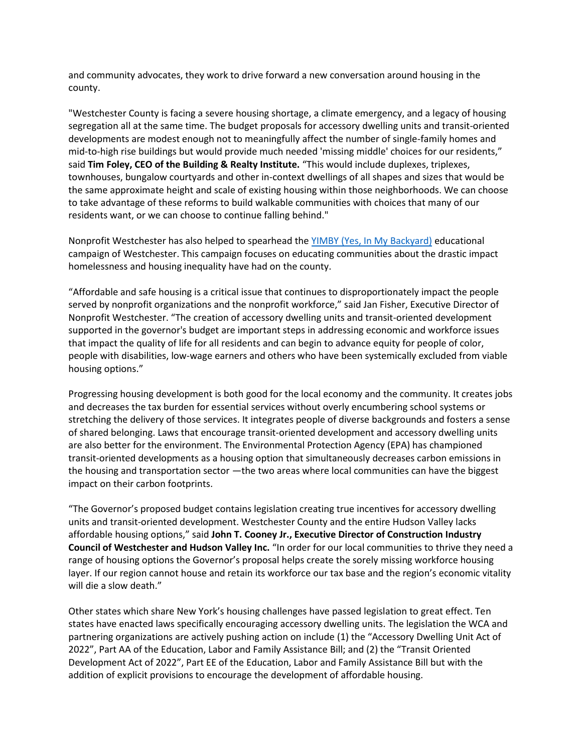and community advocates, they work to drive forward a new conversation around housing in the county.

"Westchester County is facing a severe housing shortage, a climate emergency, and a legacy of housing segregation all at the same time. The budget proposals for accessory dwelling units and transit-oriented developments are modest enough not to meaningfully affect the number of single-family homes and mid-to-high rise buildings but would provide much needed 'missing middle' choices for our residents," said **Tim Foley, CEO of the Building & Realty Institute.** "This would include duplexes, triplexes, townhouses, bungalow courtyards and other in-context dwellings of all shapes and sizes that would be the same approximate height and scale of existing housing within those neighborhoods. We can choose to take advantage of these reforms to build walkable communities with choices that many of our residents want, or we can choose to continue falling behind."

Nonprofit Westchester has also helped to spearhead the [YIMBY (Yes, In My Backyard)](#) educational campaign of Westchester. This campaign focuses on educating communities about the drastic impact homelessness and housing inequality have had on the county.

"Affordable and safe housing is a critical issue that continues to disproportionately impact the people served by nonprofit organizations and the nonprofit workforce," said Jan Fisher, Executive Director of Nonprofit Westchester. "The creation of accessory dwelling units and transit-oriented development supported in the governor's budget are important steps in addressing economic and workforce issues that impact the quality of life for all residents and can begin to advance equity for people of color, people with disabilities, low-wage earners and others who have been systemically excluded from viable housing options."

Progressing housing development is both good for the local economy and the community. It creates jobs and decreases the tax burden for essential services without overly encumbering school systems or stretching the delivery of those services. It integrates people of diverse backgrounds and fosters a sense of shared belonging. Laws that encourage transit-oriented development and accessory dwelling units are also better for the environment. The Environmental Protection Agency (EPA) has championed transit-oriented developments as a housing option that simultaneously decreases carbon emissions in the housing and transportation sector —the two areas where local communities can have the biggest impact on their carbon footprints.

"The Governor's proposed budget contains legislation creating true incentives for accessory dwelling units and transit-oriented development. Westchester County and the entire Hudson Valley lacks affordable housing options," said **John T. Cooney Jr., Executive Director of Construction Industry Council of Westchester and Hudson Valley Inc.** "In order for our local communities to thrive they need a range of housing options the Governor's proposal helps create the sorely missing workforce housing layer. If our region cannot house and retain its workforce our tax base and the region's economic vitality will die a slow death."

Other states which share New York's housing challenges have passed legislation to great effect. Ten states have enacted laws specifically encouraging accessory dwelling units. The legislation the WCA and partnering organizations are actively pushing action on include (1) the "Accessory Dwelling Unit Act of 2022", Part AA of the Education, Labor and Family Assistance Bill; and (2) the "Transit Oriented Development Act of 2022", Part EE of the Education, Labor and Family Assistance Bill but with the addition of explicit provisions to encourage the development of affordable housing.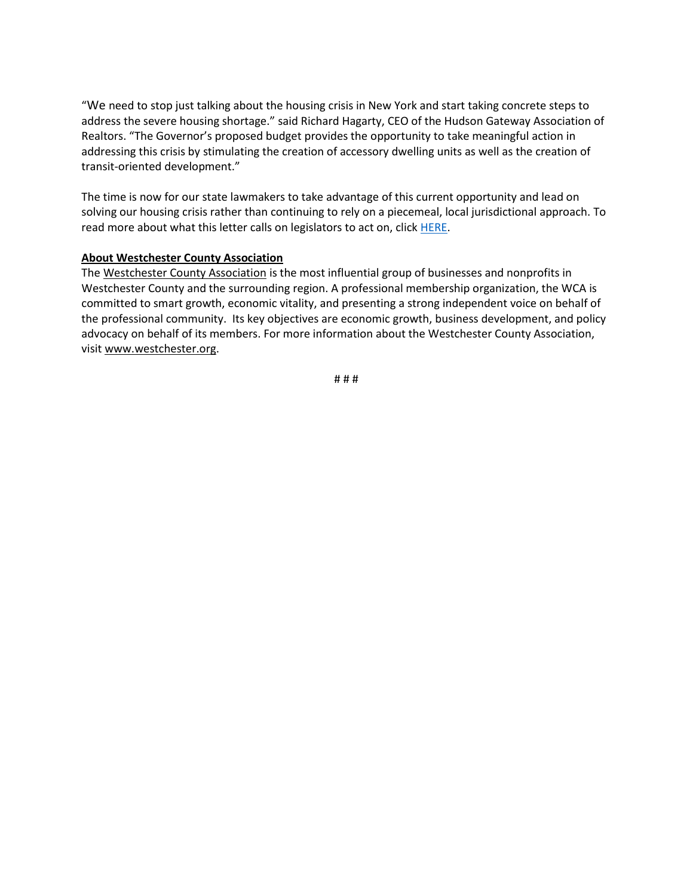"We need to stop just talking about the housing crisis in New York and start taking concrete steps to address the severe housing shortage." said Richard Hagarty, CEO of the Hudson Gateway Association of Realtors. "The Governor's proposed budget provides the opportunity to take meaningful action in addressing this crisis by stimulating the creation of accessory dwelling units as well as the creation of transit-oriented development."

The time is now for our state lawmakers to take advantage of this current opportunity and lead on solving our housing crisis rather than continuing to rely on a piecemeal, local jurisdictional approach. To read more about what this letter calls on legislators to act on, click HERE.

**About Westchester County Association**

The Westchester County Association is the most influential group of businesses and nonprofits in Westchester County and the surrounding region. A professional membership organization, the WCA is committed to smart growth, economic vitality, and presenting a strong independent voice on behalf of the professional community. Its key objectives are economic growth, business development, and policy advocacy on behalf of its members. For more information about the Westchester County Association, visit www.westchester.org.

# # #